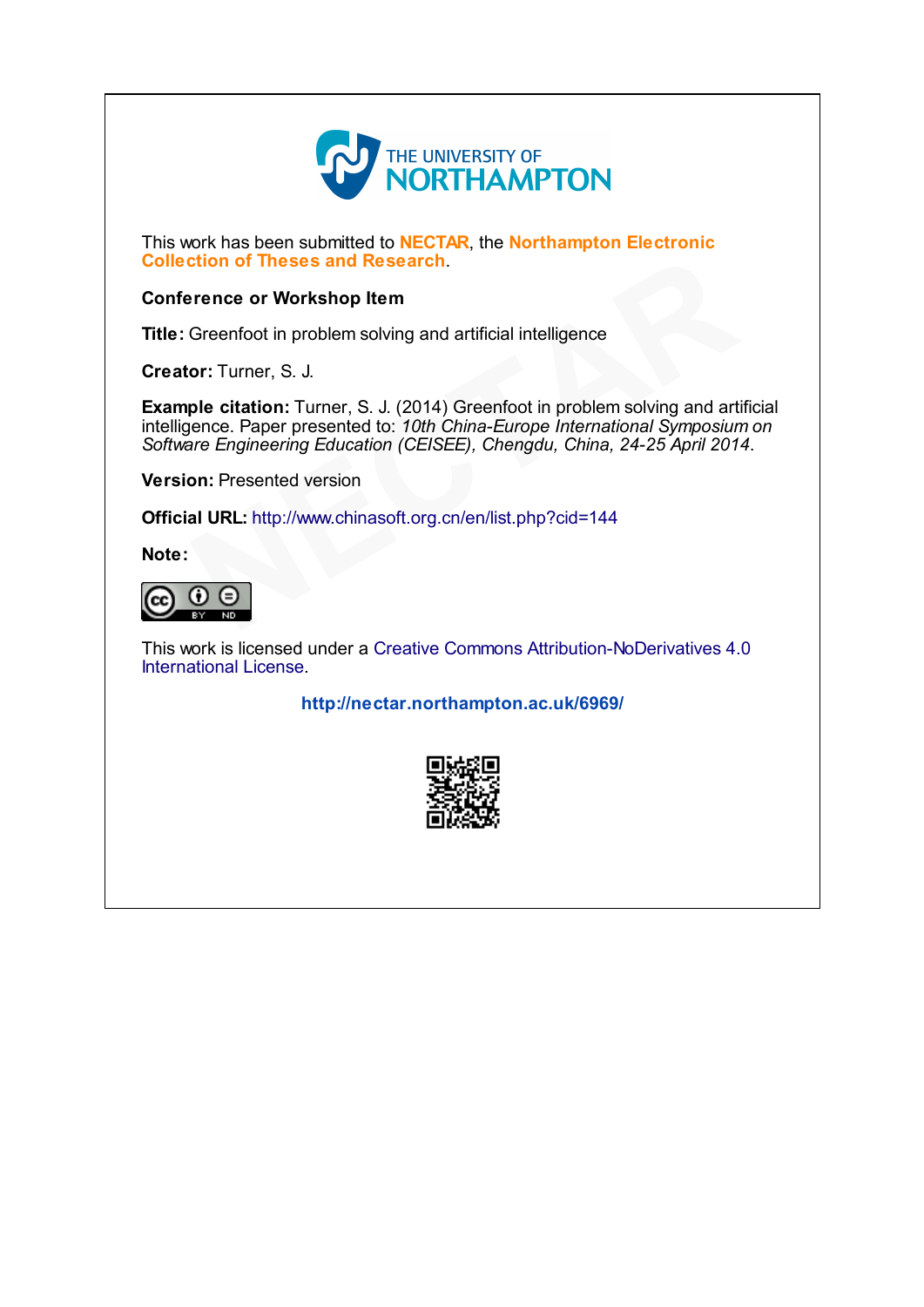THE UNIVERSITY OF NORTHAMPTON

This work has been submitted to **NECTAR**, the **Northampton Electronic Collection of Theses and Research**.

**Conference or Workshop Item**

**Title:** Greenfoot in problem solving and artificial intelligence

**Creator:** Turner, S. J.

**Example citation:** Turner, S. J. (2014) Greenfoot in problem solving and artificial intelligence. Paper presented to: *10th China-Europe International Symposium on Software Engineering Education (CEISEE), Chengdu, China, 24-25 April 2014*.

**Version:** Presented version

**Official URL:** http://www.chinasoft.org.cn/en/list.php?cid=144

**Note:**

This work is licensed under a Creative Commons Attribution-NoDerivatives 4.0 International License.

**http://nectar.northampton.ac.uk/6969/**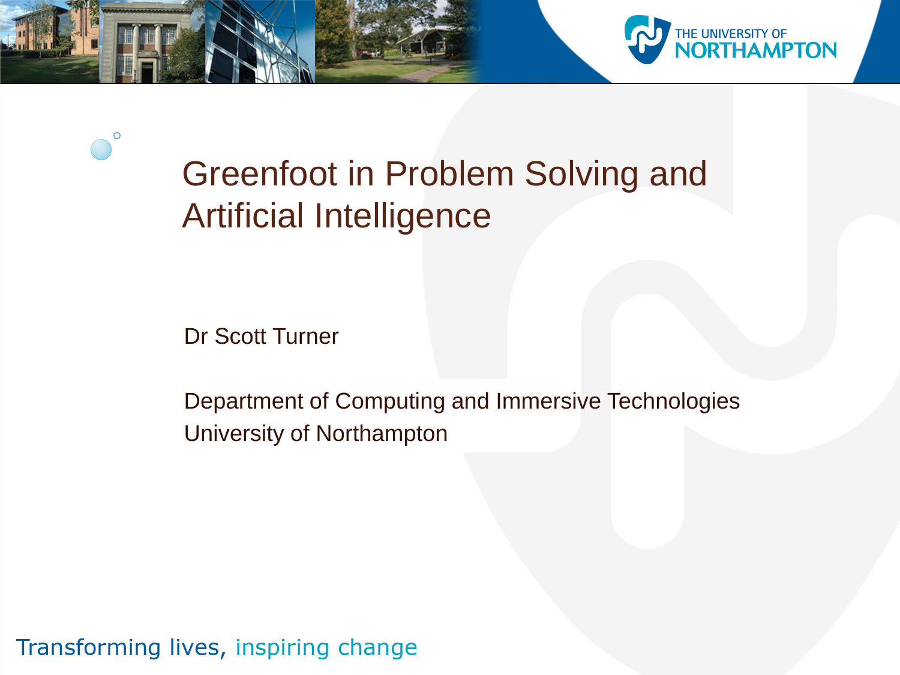# Greenfoot in Problem Solving and Artificial Intelligence

Dr Scott Turner

Department of Computing and Immersive Technologies
University of Northampton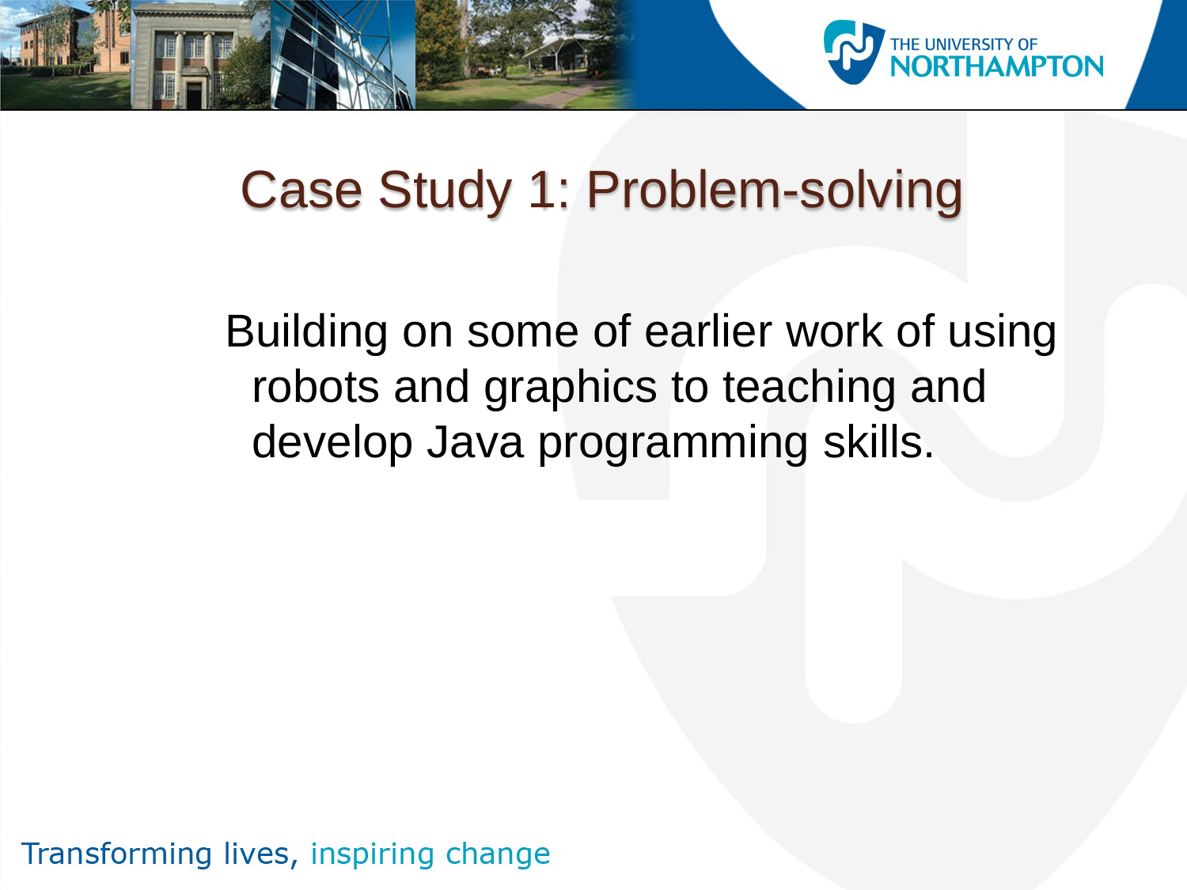# Case Study 1: Problem-solving

Building on some of earlier work of using robots and graphics to teaching and develop Java programming skills.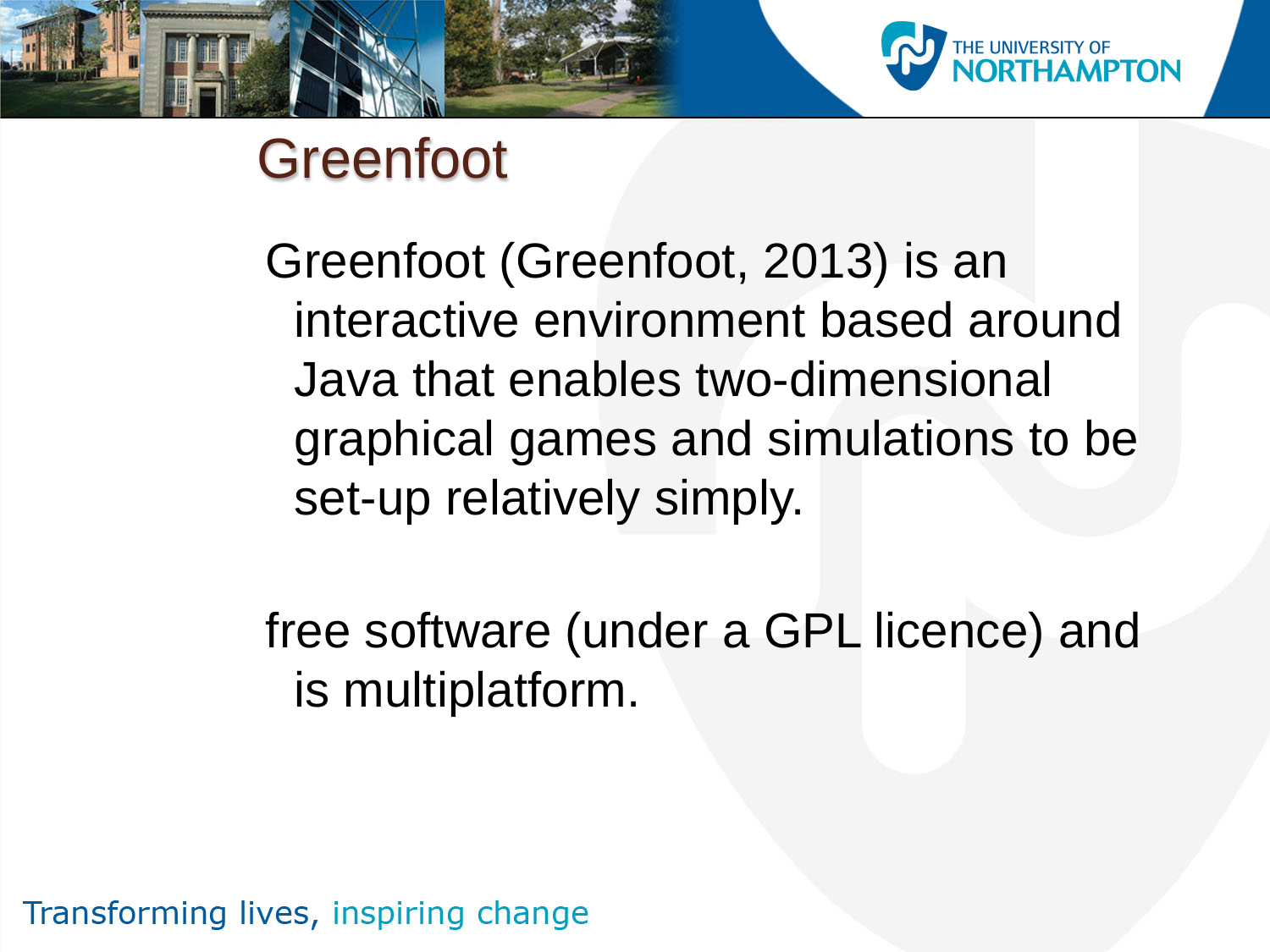# Greenfoot

Greenfoot (Greenfoot, 2013) is an interactive environment based around Java that enables two-dimensional graphical games and simulations to be set-up relatively simply.

free software (under a GPL licence) and is multiplatform.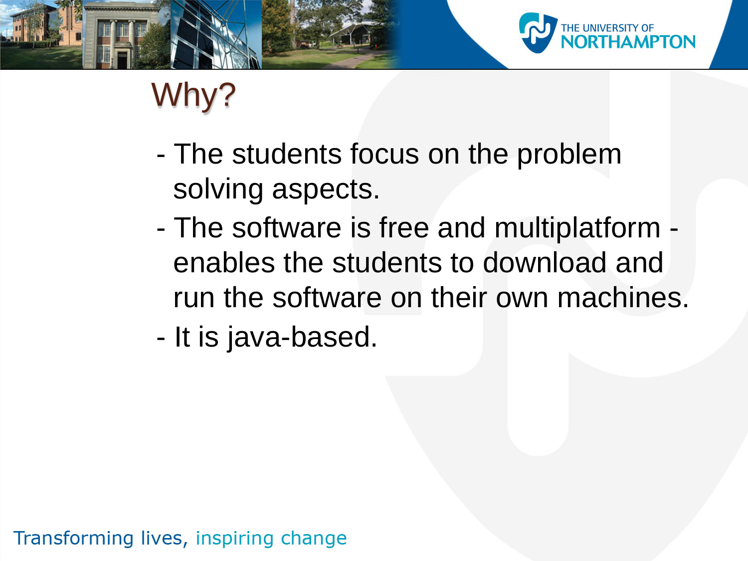# Why?

- The students focus on the problem solving aspects.
- The software is free and multiplatform - enables the students to download and run the software on their own machines.
- It is java-based.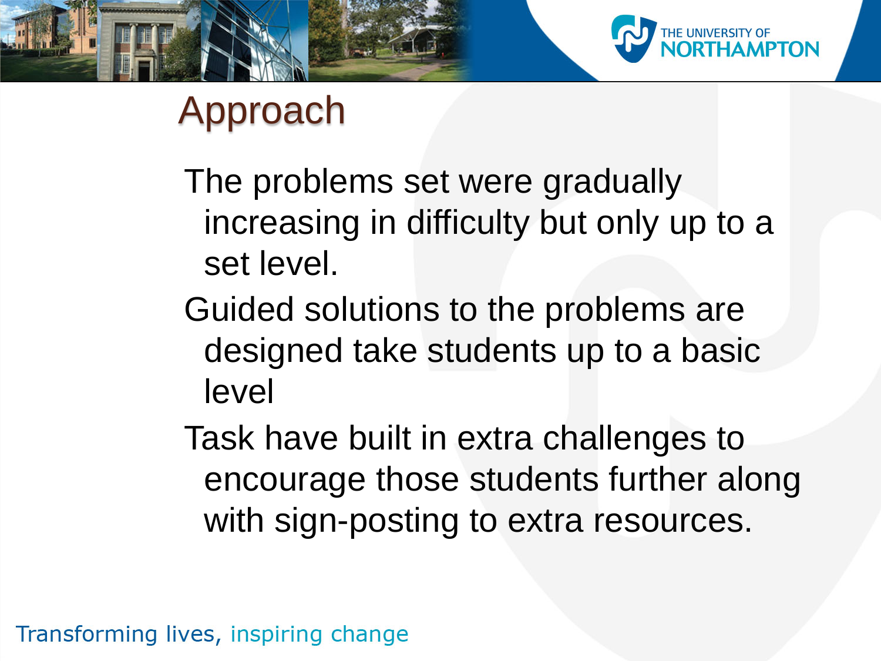# Approach

The problems set were gradually increasing in difficulty but only up to a set level.

Guided solutions to the problems are designed take students up to a basic level

Task have built in extra challenges to encourage those students further along with sign-posting to extra resources.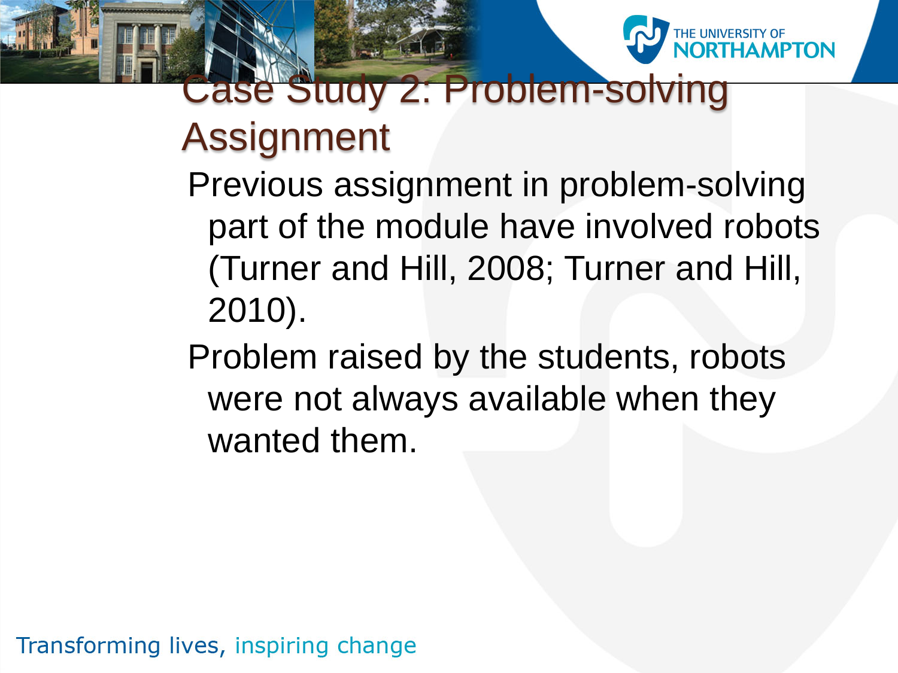# Case Study 2: Problem-solving Assignment

Previous assignment in problem-solving part of the module have involved robots (Turner and Hill, 2008; Turner and Hill, 2010).

Problem raised by the students, robots were not always available when they wanted them.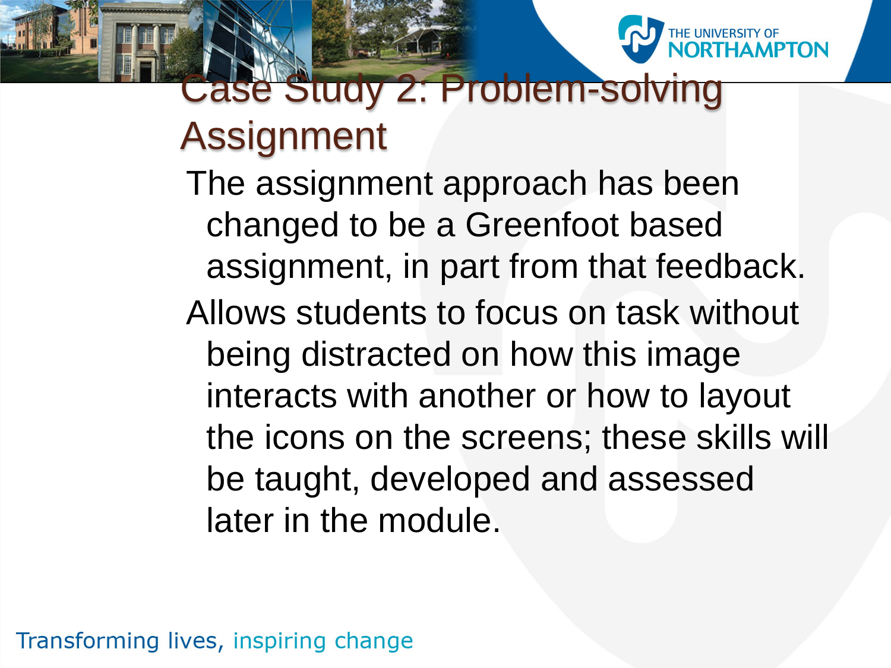# Case Study 2: Problem-solving Assignment

The assignment approach has been changed to be a Greenfoot based assignment, in part from that feedback.

Allows students to focus on task without being distracted on how this image interacts with another or how to layout the icons on the screens; these skills will be taught, developed and assessed later in the module.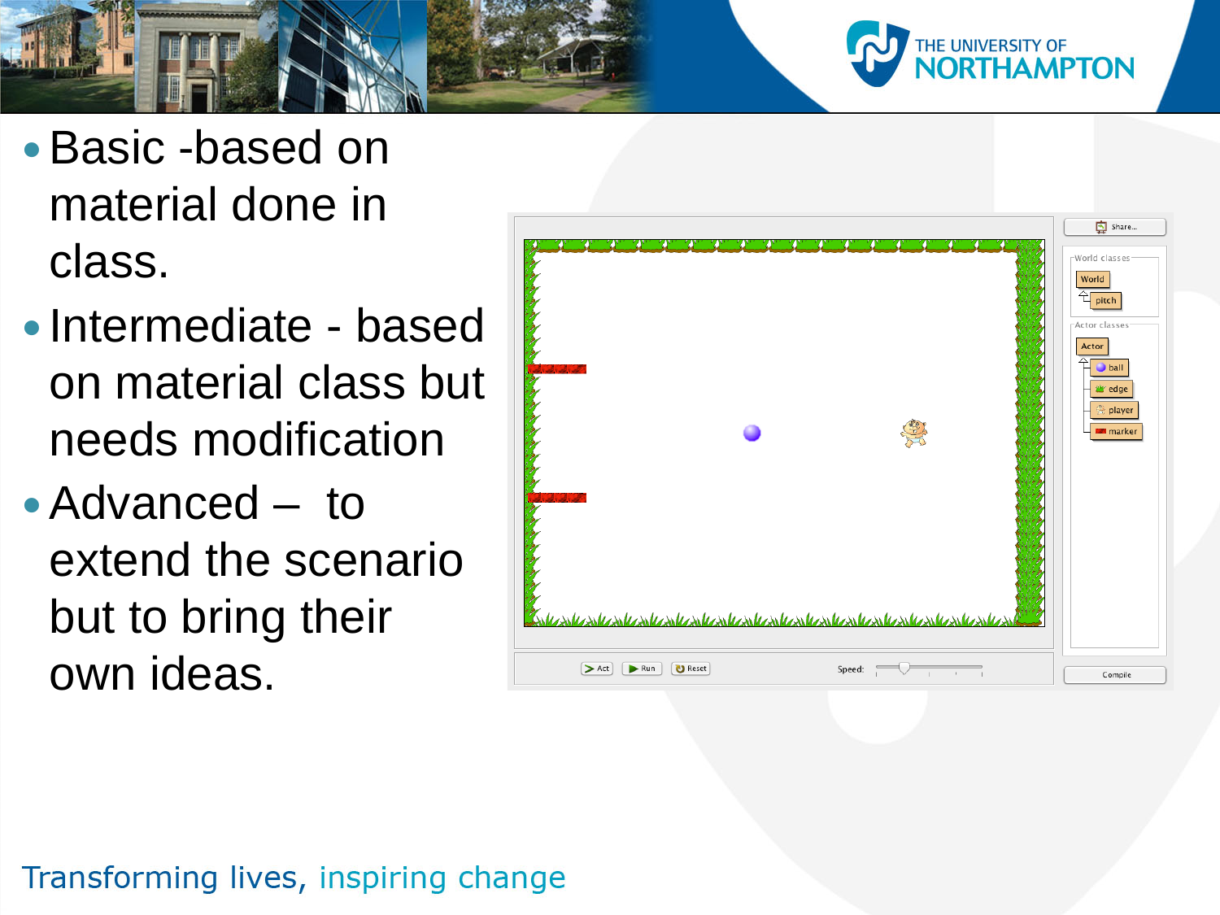- Basic -based on material done in class.
- Intermediate - based on material class but needs modification
- Advanced – to extend the scenario but to bring their own ideas.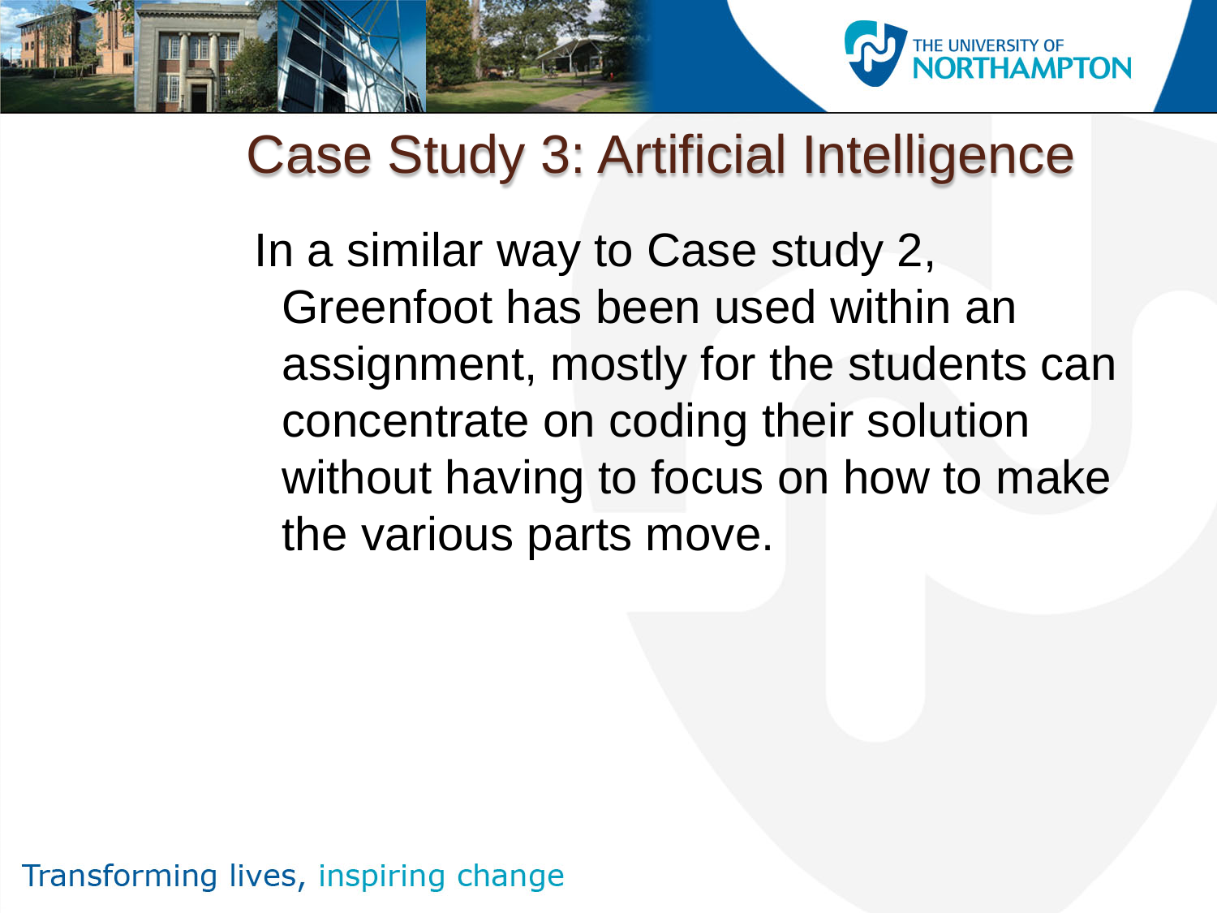# Case Study 3: Artificial Intelligence

In a similar way to Case study 2, Greenfoot has been used within an assignment, mostly for the students can concentrate on coding their solution without having to focus on how to make the various parts move.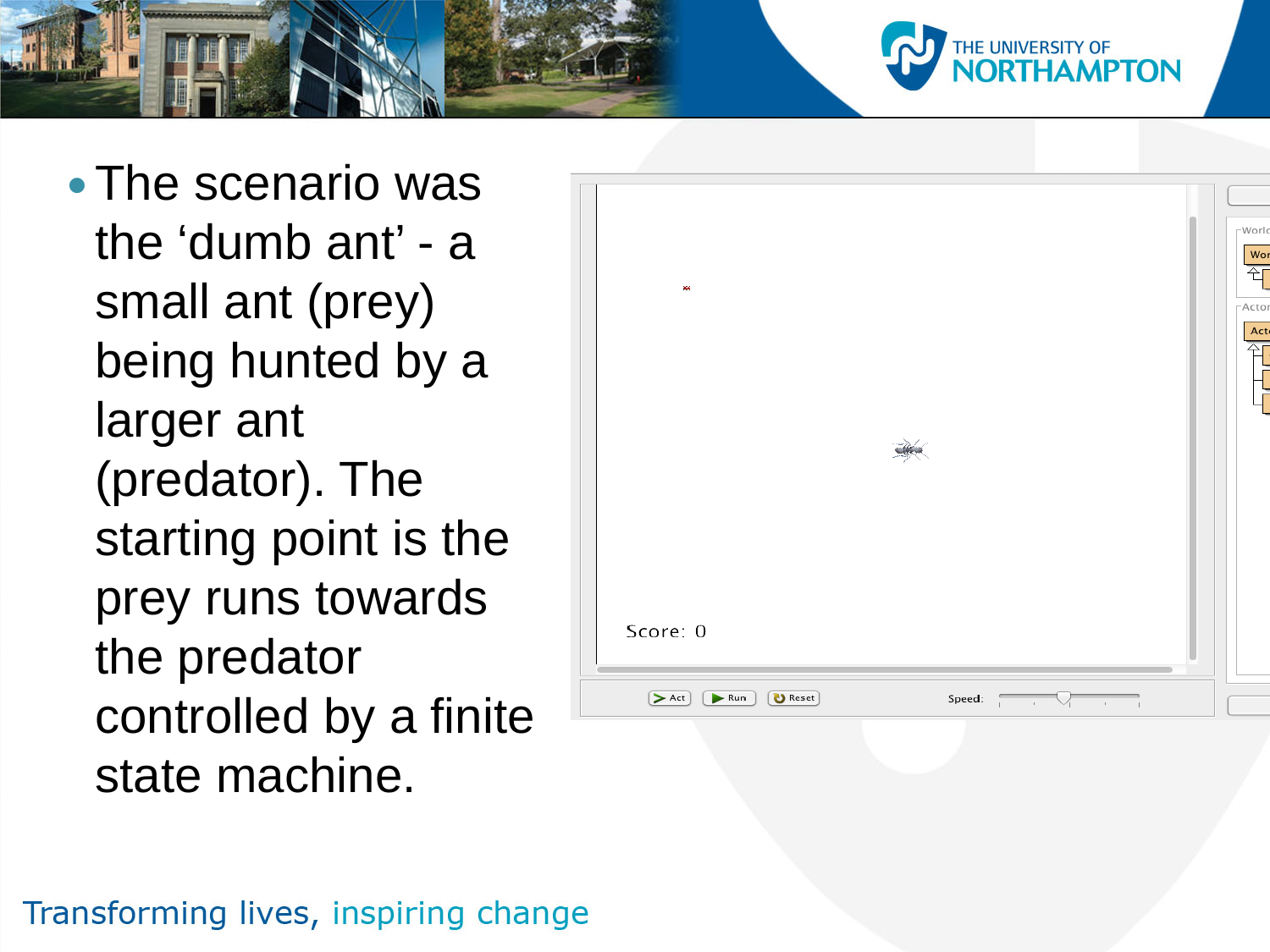- The scenario was the ‘dumb ant’ - a small ant (prey) being hunted by a larger ant (predator). The starting point is the prey runs towards the predator controlled by a finite state machine.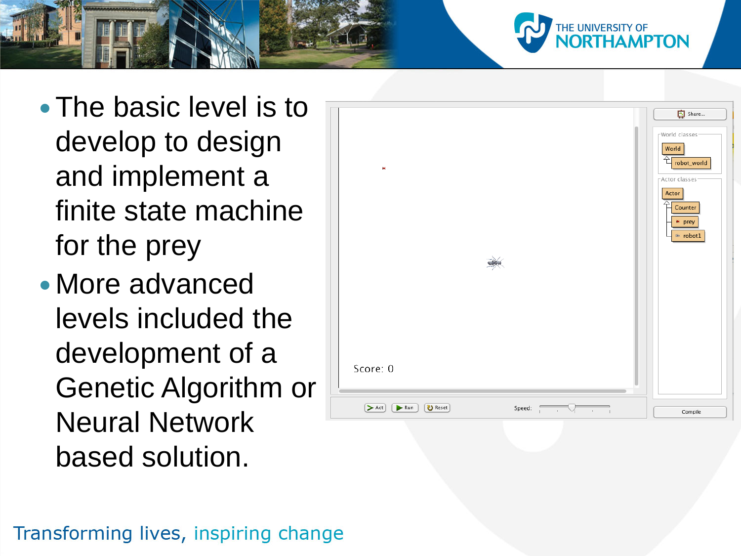- The basic level is to develop to design and implement a finite state machine for the prey
- More advanced levels included the development of a Genetic Algorithm or Neural Network based solution.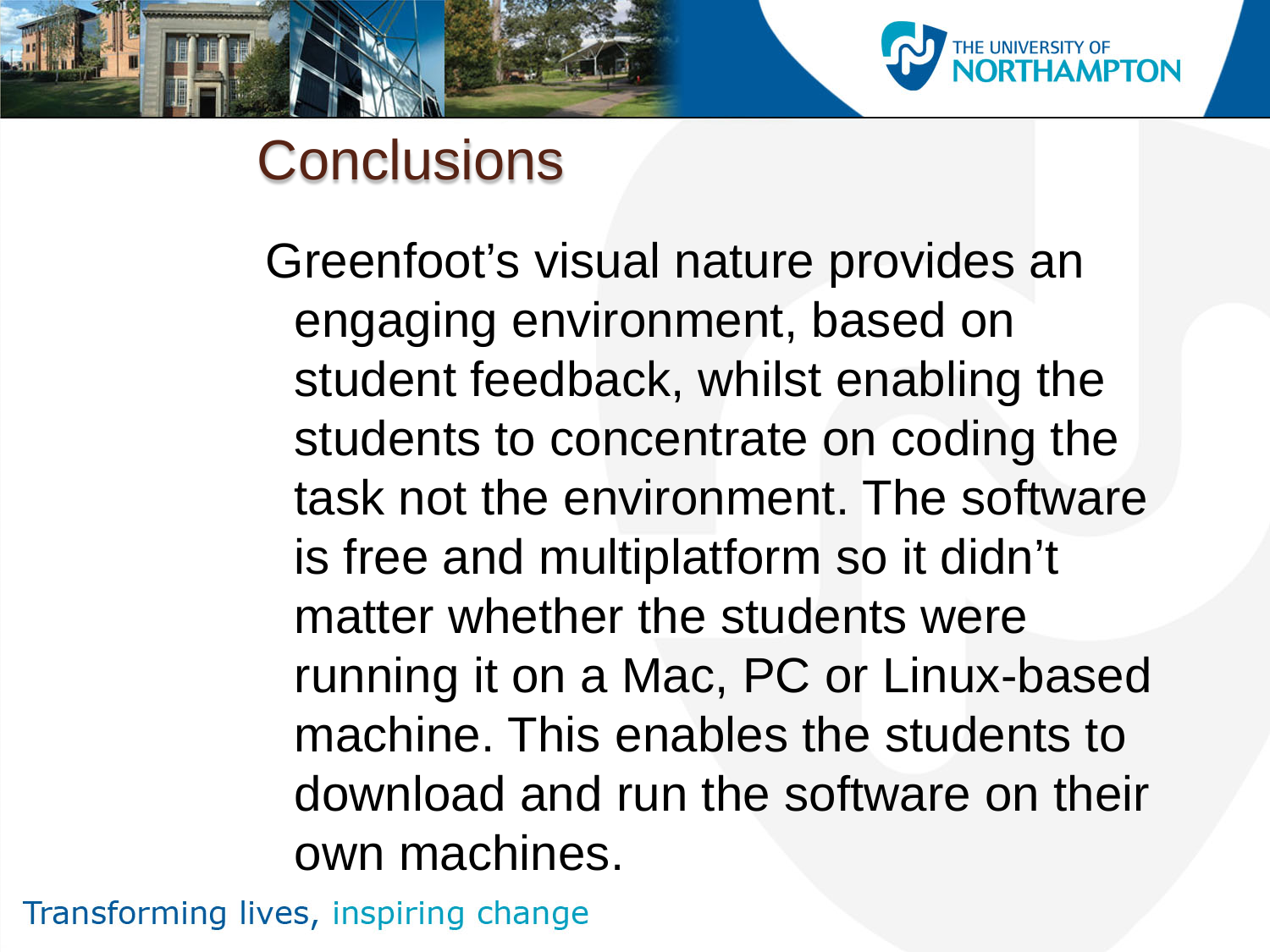# Conclusions

Greenfoot's visual nature provides an engaging environment, based on student feedback, whilst enabling the students to concentrate on coding the task not the environment. The software is free and multiplatform so it didn't matter whether the students were running it on a Mac, PC or Linux-based machine. This enables the students to download and run the software on their own machines.